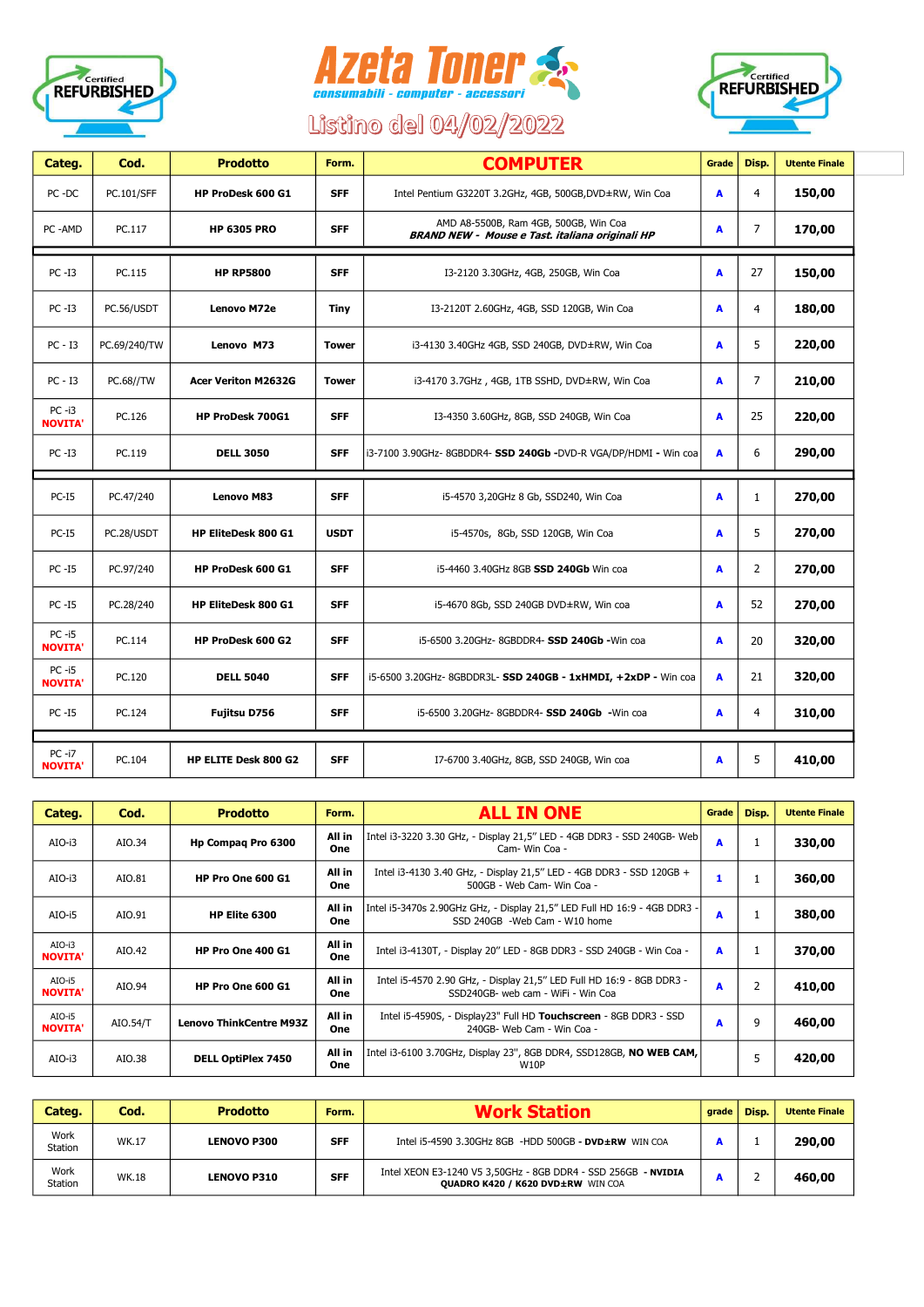# Azeta Toner

*consumabili - computer - accessori*

## Listino del 04/02/2022

Certified REFURBISHED

| Categ. | Cod. | Prodotto | Form. | COMPUTER | Grade | Disp. | Utente Finale |
|---|---|---|---|---|---|---|---|
| PC -DC | PC.101/SFF | **HP ProDesk 600 G1** | **SFF** | Intel Pentium G3220T 3.2GHz, 4GB, 500GB,DVD±RW, Win Coa | **A** | 4 | **150,00** |
| PC -AMD | PC.117 | **HP 6305 PRO** | **SFF** | AMD A8-5500B, Ram 4GB, 500GB, Win Coa ***BRAND NEW - Mouse e Tast. italiana originali HP*** | **A** | 7 | **170,00** |
| PC -I3 | PC.115 | **HP RP5800** | **SFF** | I3-2120 3.30GHz, 4GB, 250GB, Win Coa | **A** | 27 | **150,00** |
| PC -I3 | PC.56/USDT | **Lenovo M72e** | **Tiny** | I3-2120T 2.60GHz, 4GB, SSD 120GB, Win Coa | **A** | 4 | **180,00** |
| PC - I3 | PC.69/240/TW | **Lenovo M73** | **Tower** | i3-4130 3.40GHz 4GB, SSD 240GB, DVD±RW, Win Coa | **A** | 5 | **220,00** |
| PC - I3 | PC.68//TW | **Acer Veriton M2632G** | **Tower** | i3-4170 3.7GHz , 4GB, 1TB SSHD, DVD±RW, Win Coa | **A** | 7 | **210,00** |
| PC -i3 **NOVITA'** | PC.126 | **HP ProDesk 700G1** | **SFF** | I3-4350 3.60GHz, 8GB, SSD 240GB, Win Coa | **A** | 25 | **220,00** |
| PC -I3 | PC.119 | **DELL 3050** | **SFF** | i3-7100 3.90GHz- 8GBDDR4- **SSD 240Gb** -DVD-R VGA/DP/HDMI - Win coa | **A** | 6 | **290,00** |
| PC-I5 | PC.47/240 | **Lenovo M83** | **SFF** | i5-4570 3,20GHz 8 Gb, SSD240, Win Coa | **A** | 1 | **270,00** |
| PC-I5 | PC.28/USDT | **HP EliteDesk 800 G1** | **USDT** | i5-4570s, 8Gb, SSD 120GB, Win Coa | **A** | 5 | **270,00** |
| PC -I5 | PC.97/240 | **HP ProDesk 600 G1** | **SFF** | i5-4460 3.40GHz 8GB **SSD 240Gb** Win coa | **A** | 2 | **270,00** |
| PC -I5 | PC.28/240 | **HP EliteDesk 800 G1** | **SFF** | i5-4670 8Gb, SSD 240GB DVD±RW, Win coa | **A** | 52 | **270,00** |
| PC -i5 **NOVITA'** | PC.114 | **HP ProDesk 600 G2** | **SFF** | i5-6500 3.20GHz- 8GBDDR4- **SSD 240Gb** -Win coa | **A** | 20 | **320,00** |
| PC -i5 **NOVITA'** | PC.120 | **DELL 5040** | **SFF** | i5-6500 3.20GHz- 8GBDDR3L- **SSD 240GB - 1xHMDI, +2xDP** - Win coa | **A** | 21 | **320,00** |
| PC -I5 | PC.124 | **Fujitsu D756** | **SFF** | i5-6500 3.20GHz- 8GBDDR4- **SSD 240Gb** -Win coa | **A** | 4 | **310,00** |
| PC -i7 **NOVITA'** | PC.104 | **HP ELITE Desk 800 G2** | **SFF** | I7-6700 3.40GHz, 8GB, SSD 240GB, Win coa | **A** | 5 | **410,00** |

| Categ. | Cod. | Prodotto | Form. | ALL IN ONE | Grade | Disp. | Utente Finale |
|---|---|---|---|---|---|---|---|
| AIO-i3 | AIO.34 | **Hp Compaq Pro 6300** | **All in One** | Intel i3-3220 3.30 GHz, - Display 21,5" LED - 4GB DDR3 - SSD 240GB- Web Cam- Win Coa - | **A** | 1 | **330,00** |
| AIO-i3 | AIO.81 | **HP Pro One 600 G1** | **All in One** | Intel i3-4130 3.40 GHz, - Display 21,5" LED - 4GB DDR3 - SSD 120GB + 500GB - Web Cam- Win Coa - | **1** | 1 | **360,00** |
| AIO-i5 | AIO.91 | **HP Elite 6300** | **All in One** | Intel i5-3470s 2.90GHz GHz, - Display 21,5" LED Full HD 16:9 - 4GB DDR3 - SSD 240GB -Web Cam - W10 home | **A** | 1 | **380,00** |
| AIO-i3 **NOVITA'** | AIO.42 | **HP Pro One 400 G1** | **All in One** | Intel i3-4130T, - Display 20" LED - 8GB DDR3 - SSD 240GB - Win Coa - | **A** | 1 | **370,00** |
| AIO-i5 **NOVITA'** | AIO.94 | **HP Pro One 600 G1** | **All in One** | Intel i5-4570 2.90 GHz, - Display 21,5" LED Full HD 16:9 - 8GB DDR3 - SSD240GB- web cam - WiFi - Win Coa | **A** | 2 | **410,00** |
| AIO-i5 **NOVITA'** | AIO.54/T | **Lenovo ThinkCentre M93Z** | **All in One** | Intel i5-4590S, - Display23" Full HD **Touchscreen** - 8GB DDR3 - SSD 240GB- Web Cam - Win Coa - | **A** | 9 | **460,00** |
| AIO-i3 | AIO.38 | **DELL OptiPlex 7450** | **All in One** | Intel i3-6100 3.70GHz, Display 23", 8GB DDR4, SSD128GB, **NO WEB CAM,** W10P | | 5 | **420,00** |

| Categ. | Cod. | Prodotto | Form. | Work Station | grade | Disp. | Utente Finale |
|---|---|---|---|---|---|---|---|
| Work Station | WK.17 | **LENOVO P300** | **SFF** | Intel i5-4590 3.30GHz 8GB -HDD 500GB - **DVD±RW** WIN COA | **A** | 1 | **290,00** |
| Work Station | WK.18 | **LENOVO P310** | **SFF** | Intel XEON E3-1240 V5 3,50GHz - 8GB DDR4 - SSD 256GB **- NVIDIA QUADRO K420 / K620 DVD±RW** WIN COA | **A** | 2 | **460,00** |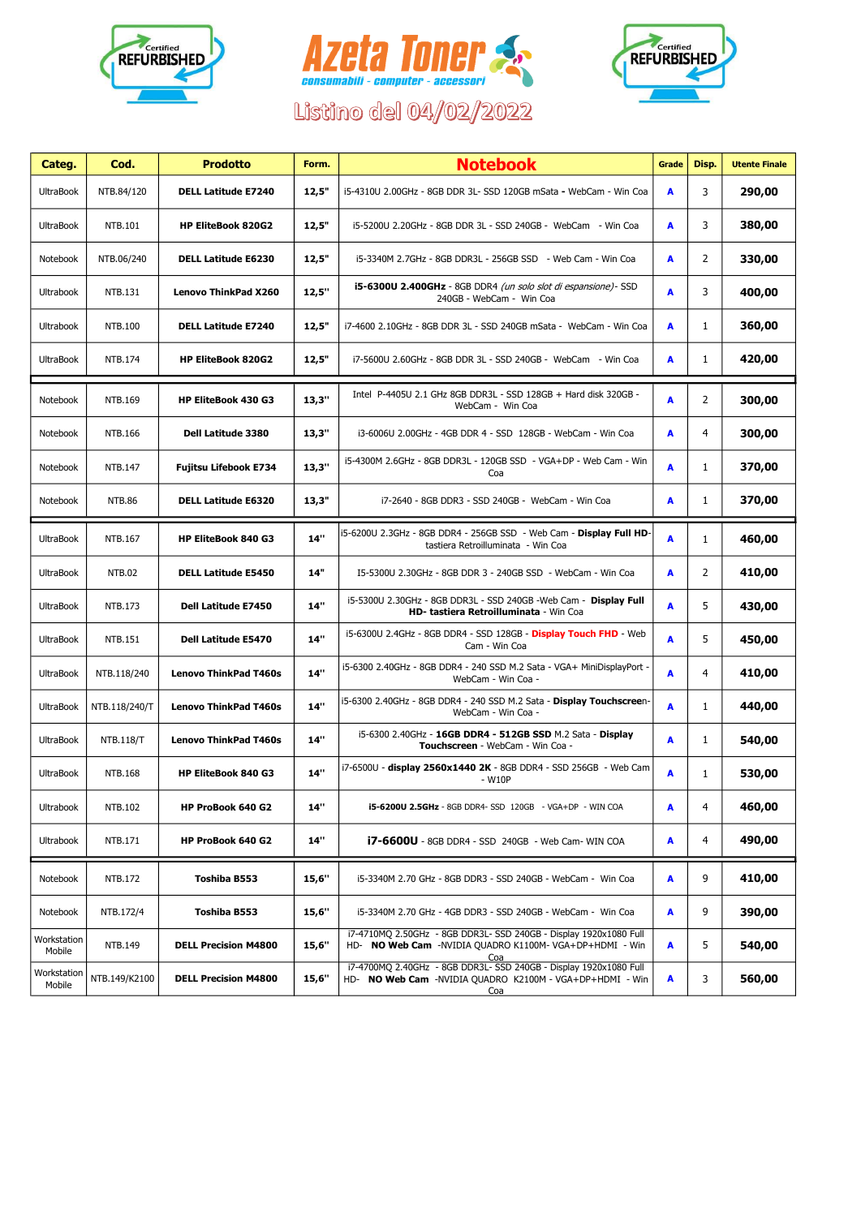Azeta Toner

consumabili - computer - accessori

Certified REFURBISHED

# Listino del 04/02/2022

| Categ. | Cod. | Prodotto | Form. | Notebook | Grade | Disp. | Utente Finale |
|---|---|---|---|---|---|---|---|
| UltraBook | NTB.84/120 | **DELL Latitude E7240** | **12,5"** | i5-4310U 2.00GHz - 8GB DDR 3L- SSD 120GB mSata **-** WebCam - Win Coa | **A** | 3 | **290,00** |
| UltraBook | NTB.101 | **HP EliteBook 820G2** | **12,5"** | i5-5200U 2.20GHz - 8GB DDR 3L - SSD 240GB - WebCam - Win Coa | **A** | 3 | **380,00** |
| Notebook | NTB.06/240 | **DELL Latitude E6230** | **12,5"** | i5-3340M 2.7GHz - 8GB DDR3L - 256GB SSD - Web Cam - Win Coa | **A** | 2 | **330,00** |
| Ultrabook | NTB.131 | **Lenovo ThinkPad X260** | **12,5"** | **i5-6300U 2.400GHz** - 8GB DDR4 *(un solo slot di espansione)*- SSD 240GB - WebCam - Win Coa | **A** | 3 | **400,00** |
| Ultrabook | NTB.100 | **DELL Latitude E7240** | **12,5"** | i7-4600 2.10GHz - 8GB DDR 3L - SSD 240GB mSata - WebCam - Win Coa | **A** | 1 | **360,00** |
| UltraBook | NTB.174 | **HP EliteBook 820G2** | **12,5"** | i7-5600U 2.60GHz - 8GB DDR 3L - SSD 240GB - WebCam - Win Coa | **A** | 1 | **420,00** |
| Notebook | NTB.169 | **HP EliteBook 430 G3** | **13,3"** | Intel P-4405U 2.1 GHz 8GB DDR3L - SSD 128GB + Hard disk 320GB - WebCam - Win Coa | **A** | 2 | **300,00** |
| Notebook | NTB.166 | **Dell Latitude 3380** | **13,3"** | i3-6006U 2.00GHz - 4GB DDR 4 - SSD 128GB - WebCam - Win Coa | **A** | 4 | **300,00** |
| Notebook | NTB.147 | **Fujitsu Lifebook E734** | **13,3"** | i5-4300M 2.6GHz - 8GB DDR3L - 120GB SSD - VGA+DP - Web Cam - Win Coa | **A** | 1 | **370,00** |
| Notebook | NTB.86 | **DELL Latitude E6320** | **13,3"** | i7-2640 - 8GB DDR3 - SSD 240GB - WebCam - Win Coa | **A** | 1 | **370,00** |
| UltraBook | NTB.167 | **HP EliteBook 840 G3** | **14"** | i5-6200U 2.3GHz - 8GB DDR4 - 256GB SSD - Web Cam - **Display Full HD**- tastiera Retroilluminata - Win Coa | **A** | 1 | **460,00** |
| UltraBook | NTB.02 | **DELL Latitude E5450** | **14"** | I5-5300U 2.30GHz - 8GB DDR 3 - 240GB SSD - WebCam - Win Coa | **A** | 2 | **410,00** |
| UltraBook | NTB.173 | **Dell Latitude E7450** | **14"** | i5-5300U 2.30GHz - 8GB DDR3L - SSD 240GB -Web Cam - **Display Full HD- tastiera Retroilluminata** - Win Coa | **A** | 5 | **430,00** |
| UltraBook | NTB.151 | **Dell Latitude E5470** | **14"** | i5-6300U 2.4GHz - 8GB DDR4 - SSD 128GB - **Display Touch FHD** - Web Cam - Win Coa | **A** | 5 | **450,00** |
| UltraBook | NTB.118/240 | **Lenovo ThinkPad T460s** | **14"** | i5-6300 2.40GHz - 8GB DDR4 - 240 SSD M.2 Sata - VGA+ MiniDisplayPort - WebCam - Win Coa - | **A** | 4 | **410,00** |
| UltraBook | NTB.118/240/T | **Lenovo ThinkPad T460s** | **14"** | i5-6300 2.40GHz - 8GB DDR4 - 240 SSD M.2 Sata - **Display Touchscreen**- WebCam - Win Coa - | **A** | 1 | **440,00** |
| UltraBook | NTB.118/T | **Lenovo ThinkPad T460s** | **14"** | i5-6300 2.40GHz - **16GB DDR4 - 512GB SSD** M.2 Sata - **Display Touchscreen** - WebCam - Win Coa - | **A** | 1 | **540,00** |
| UltraBook | NTB.168 | **HP EliteBook 840 G3** | **14"** | i7-6500U - **display 2560x1440 2K** - 8GB DDR4 - SSD 256GB - Web Cam - W10P | **A** | 1 | **530,00** |
| Ultrabook | NTB.102 | **HP ProBook 640 G2** | **14"** | **i5-6200U 2.5GHz** - 8GB DDR4- SSD 120GB - VGA+DP - WIN COA | **A** | 4 | **460,00** |
| Ultrabook | NTB.171 | **HP ProBook 640 G2** | **14"** | **i7-6600U** - 8GB DDR4 - SSD 240GB - Web Cam- WIN COA | **A** | 4 | **490,00** |
| Notebook | NTB.172 | **Toshiba B553** | **15,6"** | i5-3340M 2.70 GHz - 8GB DDR3 - SSD 240GB - WebCam - Win Coa | **A** | 9 | **410,00** |
| Notebook | NTB.172/4 | **Toshiba B553** | **15,6"** | i5-3340M 2.70 GHz - 4GB DDR3 - SSD 240GB - WebCam - Win Coa | **A** | 9 | **390,00** |
| Workstation Mobile | NTB.149 | **DELL Precision M4800** | **15,6"** | i7-4710MQ 2.50GHz - 8GB DDR3L- SSD 240GB - Display 1920x1080 Full HD- **NO Web Cam** -NVIDIA QUADRO K1100M- VGA+DP+HDMI - Win Coa | **A** | 5 | **540,00** |
| Workstation Mobile | NTB.149/K2100 | **DELL Precision M4800** | **15,6"** | i7-4700MQ 2.40GHz - 8GB DDR3L- SSD 240GB - Display 1920x1080 Full HD- **NO Web Cam** -NVIDIA QUADRO K2100M - VGA+DP+HDMI - Win Coa | **A** | 3 | **560,00** |